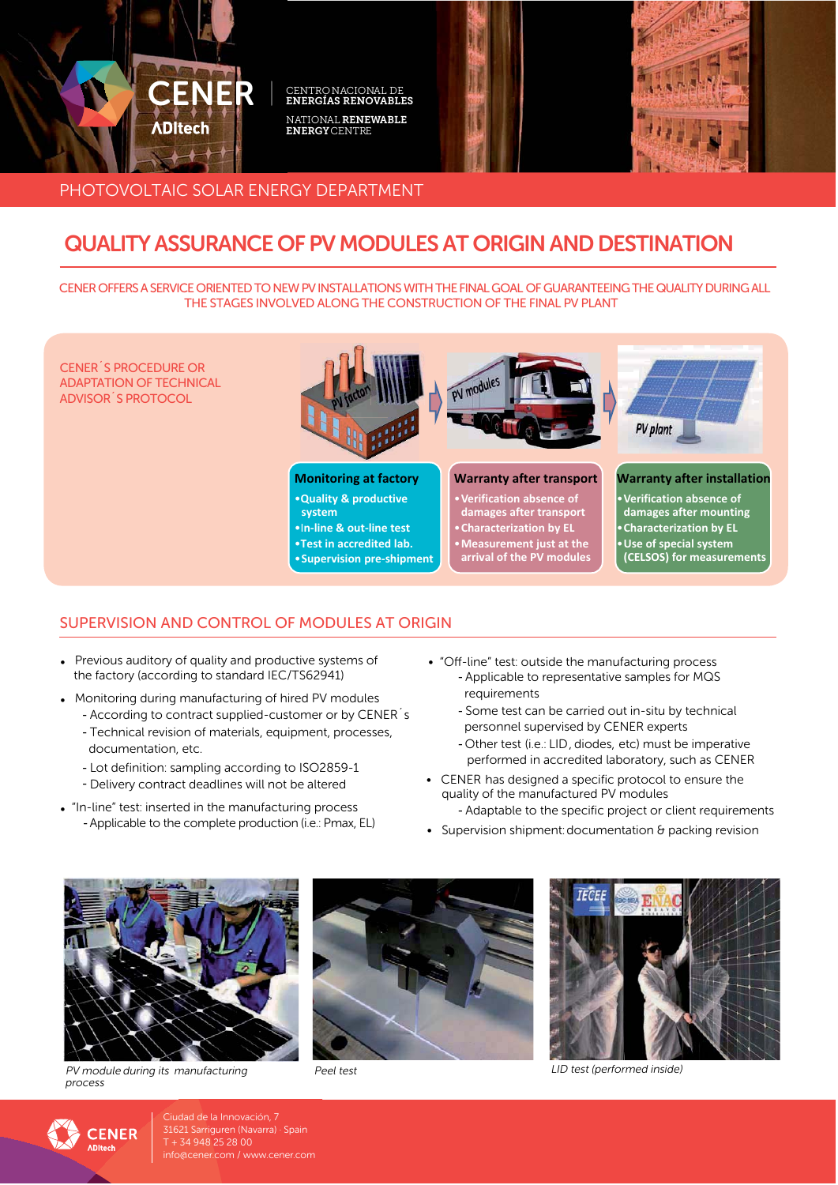CENTRO NACIONAL DE **ENERGÍAS RENOVABLES**

NATIONAL **RENEWABLE ENERGY** CENTRE

PHOTOVOLTAIC SOLAR ENERGY DEPARTMENT

# QUALITY ASSURANCE OF PV MODULES AT ORIGIN AND DESTINATION

CENER OFFERS A SERVICE ORIENTED TO NEW PV INSTALLATIONS WITH THE FINAL GOAL OF GUARANTEEING THE QUALITY DURING ALL THE STAGES INVOLVED ALONG THE CONSTRUCTION OF THE FINAL PV PLANT

CENER´S PROCEDURE OR ADAPTATION OF TECHNICAL ADVISOR´S PROTOCOL

PV factory → PV modules → PV plant

**Monitoring at factory**
- Quality & productive system
- In-line & out-line test
- Test in accredited lab.
- Supervision pre-shipment

**Warranty after transport**
- Verification absence of damages after transport
- Characterization by EL
- Measurement just at the arrival of the PV modules

**Warranty after installation**
- Verification absence of damages after mounting
- Characterization by EL
- Use of special system (CELSOS) for measurements

## SUPERVISION AND CONTROL OF MODULES AT ORIGIN

- Previous auditory of quality and productive systems of the factory (according to standard IEC/TS62941)
- Monitoring during manufacturing of hired PV modules
  - According to contract supplied-customer or by CENER´s
  - Technical revision of materials, equipment, processes, documentation, etc.
  - Lot definition: sampling according to ISO2859-1
  - Delivery contract deadlines will not be altered
- "In-line" test: inserted in the manufacturing process
  - Applicable to the complete production (i.e.: Pmax, EL)
- "Off-line" test: outside the manufacturing process
  - Applicable to representative samples for MQS requirements
  - Some test can be carried out in-situ by technical personnel supervised by CENER experts
  - Other test (i.e.: LID, diodes, etc) must be imperative performed in accredited laboratory, such as CENER
- CENER has designed a specific protocol to ensure the quality of the manufactured PV modules
  - Adaptable to the specific project or client requirements
- Supervision shipment: documentation & packing revision

*PV module during its manufacturing process*

*Peel test*

*LID test (performed inside)*

Ciudad de la Innovación, 7
31621 Sarriguren (Navarra) · Spain
T + 34 948 25 28 00
info@cener.com / www.cener.com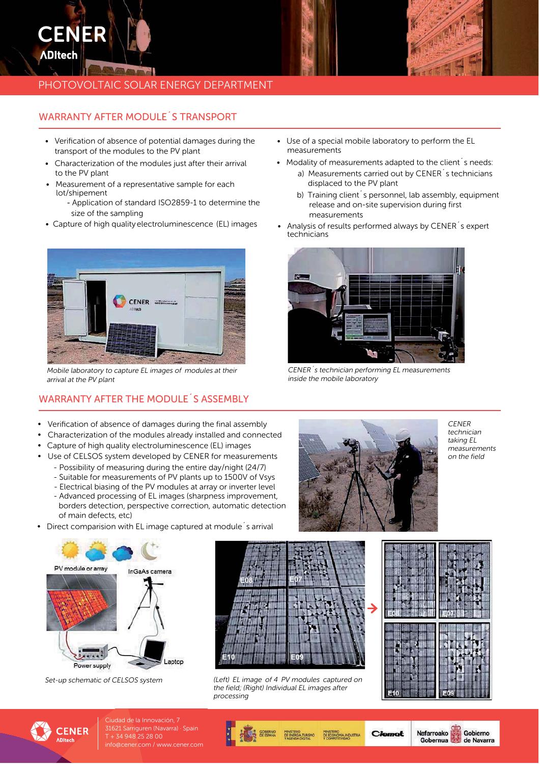CENER
ADItech

PHOTOVOLTAIC SOLAR ENERGY DEPARTMENT

## WARRANTY AFTER MODULE´S TRANSPORT

- Verification of absence of potential damages during the transport of the modules to the PV plant
- Characterization of the modules just after their arrival to the PV plant
- Measurement of a representative sample for each lot/shipment
  - Application of standard ISO2859-1 to determine the size of the sampling
- Capture of high quality electroluminescence (EL) images
- Use of a special mobile laboratory to perform the EL measurements
- Modality of measurements adapted to the client´s needs:
  a) Measurements carried out by CENER´s technicians displaced to the PV plant
  b) Training client´s personnel, lab assembly, equipment release and on-site supervision during first measurements
- Analysis of results performed always by CENER´s expert technicians

*Mobile laboratory to capture EL images of modules at their arrival at the PV plant*

*CENER´s technician performing EL measurements inside the mobile laboratory*

## WARRANTY AFTER THE MODULE´S ASSEMBLY

- Verification of absence of damages during the final assembly
- Characterization of the modules already installed and connected
- Capture of high quality electroluminescence (EL) images
- Use of CELSOS system developed by CENER for measurements
  - Possibility of measuring during the entire day/night (24/7)
  - Suitable for measurements of PV plants up to 1500V of Vsys
  - Electrical biasing of the PV modules at array or inverter level
  - Advanced processing of EL images (sharpness improvement, borders detection, perspective correction, automatic detection of main defects, etc)
- Direct comparision with EL image captured at module´s arrival

*CENER technician taking EL measurements on the field*

PV module or array
InGaAs camera
Power supply
Laptop

*Set-up schematic of CELSOS system*

E08 E07 E10 E09

*(Left) EL image of 4 PV modules captured on the field; (Right) Individual EL images after processing*

CENER ADItech
Ciudad de la Innovación, 7
31621 Sarriguren (Navarra) · Spain
T + 34 948 25 28 00
info@cener.com / www.cener.com